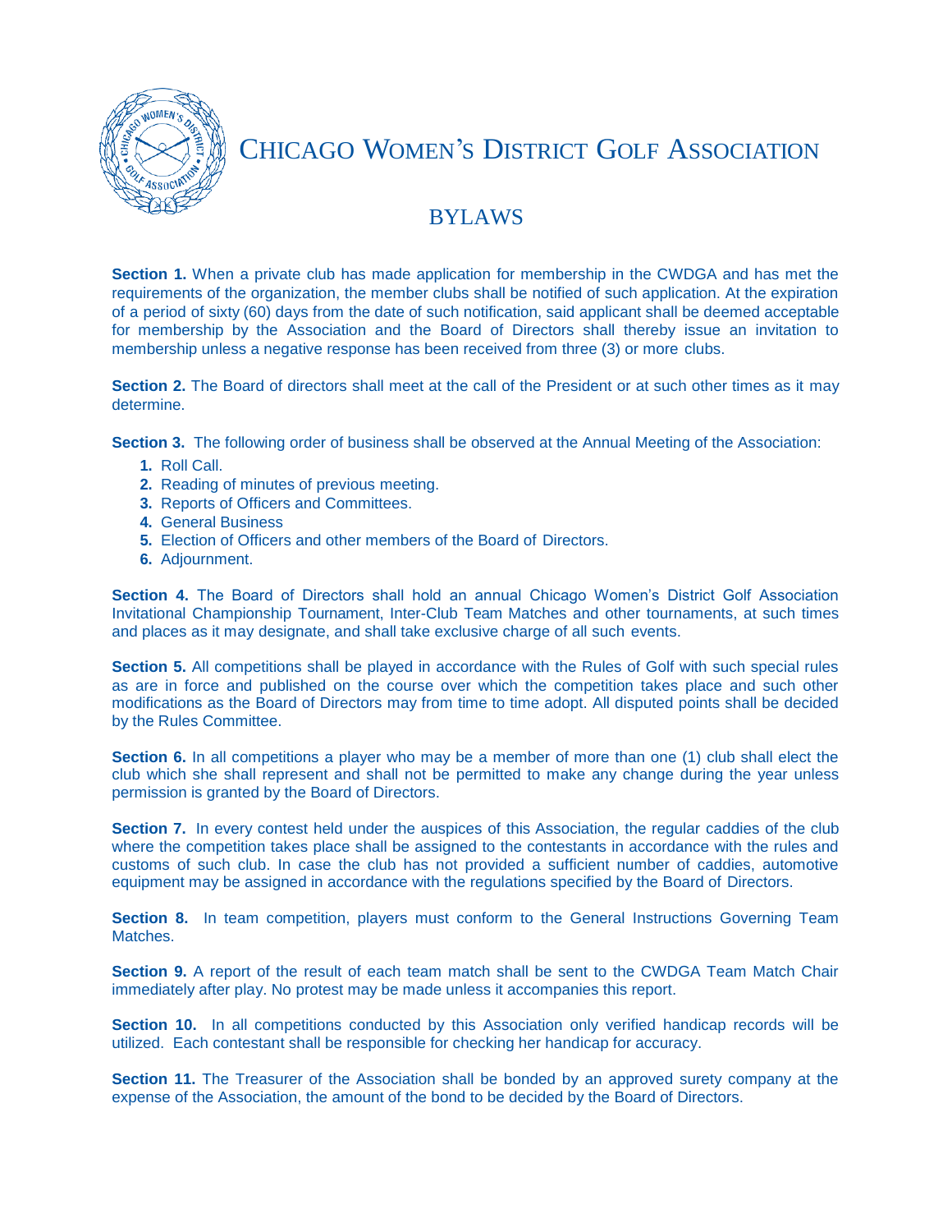# Chicago Women's District Golf Association

## BYLAWS

**Section 1.** When a private club has made application for membership in the CWDGA and has met the requirements of the organization, the member clubs shall be notified of such application. At the expiration of a period of sixty (60) days from the date of such notification, said applicant shall be deemed acceptable for membership by the Association and the Board of Directors shall thereby issue an invitation to membership unless a negative response has been received from three (3) or more clubs.

**Section 2.** The Board of directors shall meet at the call of the President or at such other times as it may determine.

**Section 3.** The following order of business shall be observed at the Annual Meeting of the Association:

1. Roll Call.
2. Reading of minutes of previous meeting.
3. Reports of Officers and Committees.
4. General Business
5. Election of Officers and other members of the Board of Directors.
6. Adjournment.

**Section 4.** The Board of Directors shall hold an annual Chicago Women's District Golf Association Invitational Championship Tournament, Inter-Club Team Matches and other tournaments, at such times and places as it may designate, and shall take exclusive charge of all such events.

**Section 5.** All competitions shall be played in accordance with the Rules of Golf with such special rules as are in force and published on the course over which the competition takes place and such other modifications as the Board of Directors may from time to time adopt. All disputed points shall be decided by the Rules Committee.

**Section 6.** In all competitions a player who may be a member of more than one (1) club shall elect the club which she shall represent and shall not be permitted to make any change during the year unless permission is granted by the Board of Directors.

**Section 7.** In every contest held under the auspices of this Association, the regular caddies of the club where the competition takes place shall be assigned to the contestants in accordance with the rules and customs of such club. In case the club has not provided a sufficient number of caddies, automotive equipment may be assigned in accordance with the regulations specified by the Board of Directors.

**Section 8.** In team competition, players must conform to the General Instructions Governing Team Matches.

**Section 9.** A report of the result of each team match shall be sent to the CWDGA Team Match Chair immediately after play. No protest may be made unless it accompanies this report.

**Section 10.** In all competitions conducted by this Association only verified handicap records will be utilized. Each contestant shall be responsible for checking her handicap for accuracy.

**Section 11.** The Treasurer of the Association shall be bonded by an approved surety company at the expense of the Association, the amount of the bond to be decided by the Board of Directors.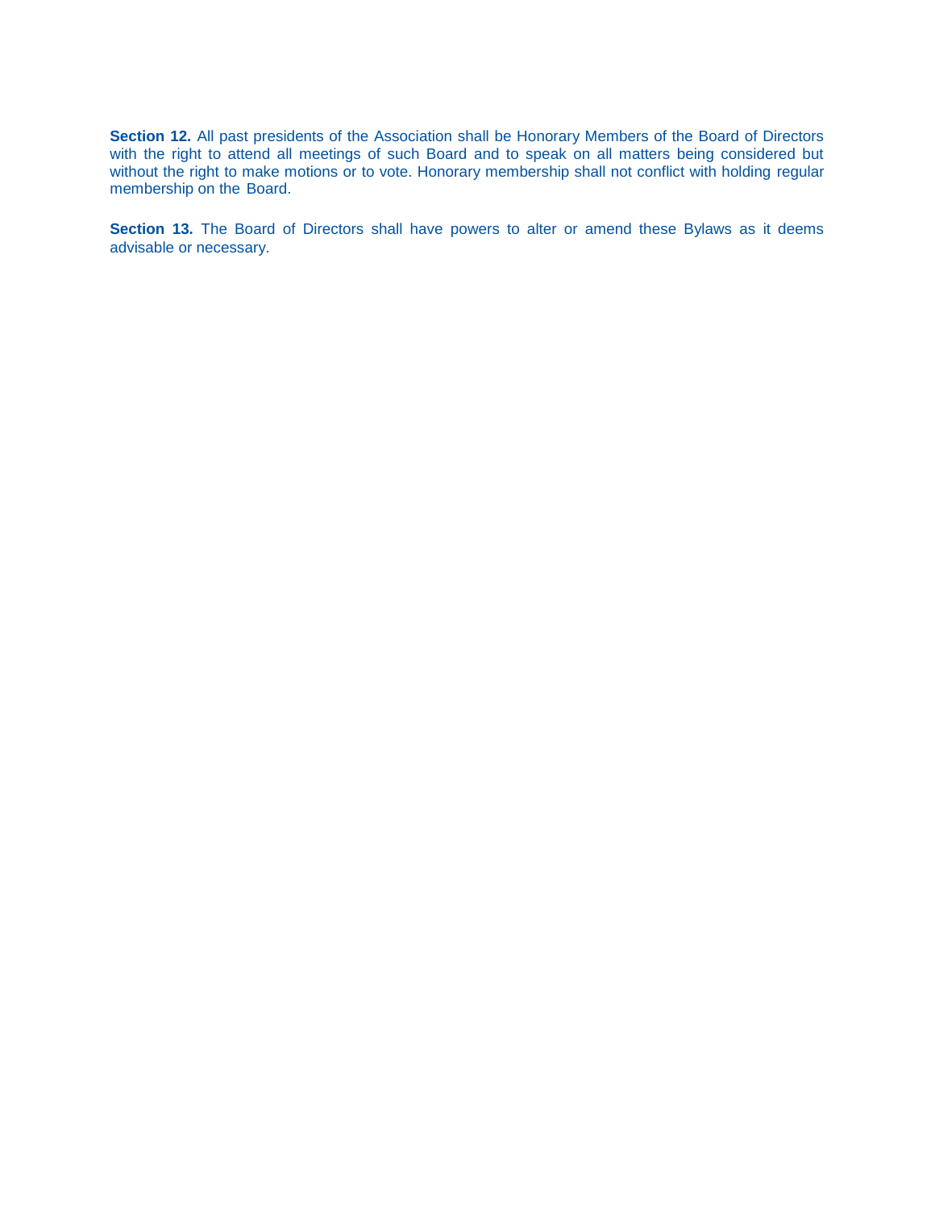**Section 12.** All past presidents of the Association shall be Honorary Members of the Board of Directors with the right to attend all meetings of such Board and to speak on all matters being considered but without the right to make motions or to vote. Honorary membership shall not conflict with holding regular membership on the Board.

**Section 13.** The Board of Directors shall have powers to alter or amend these Bylaws as it deems advisable or necessary.